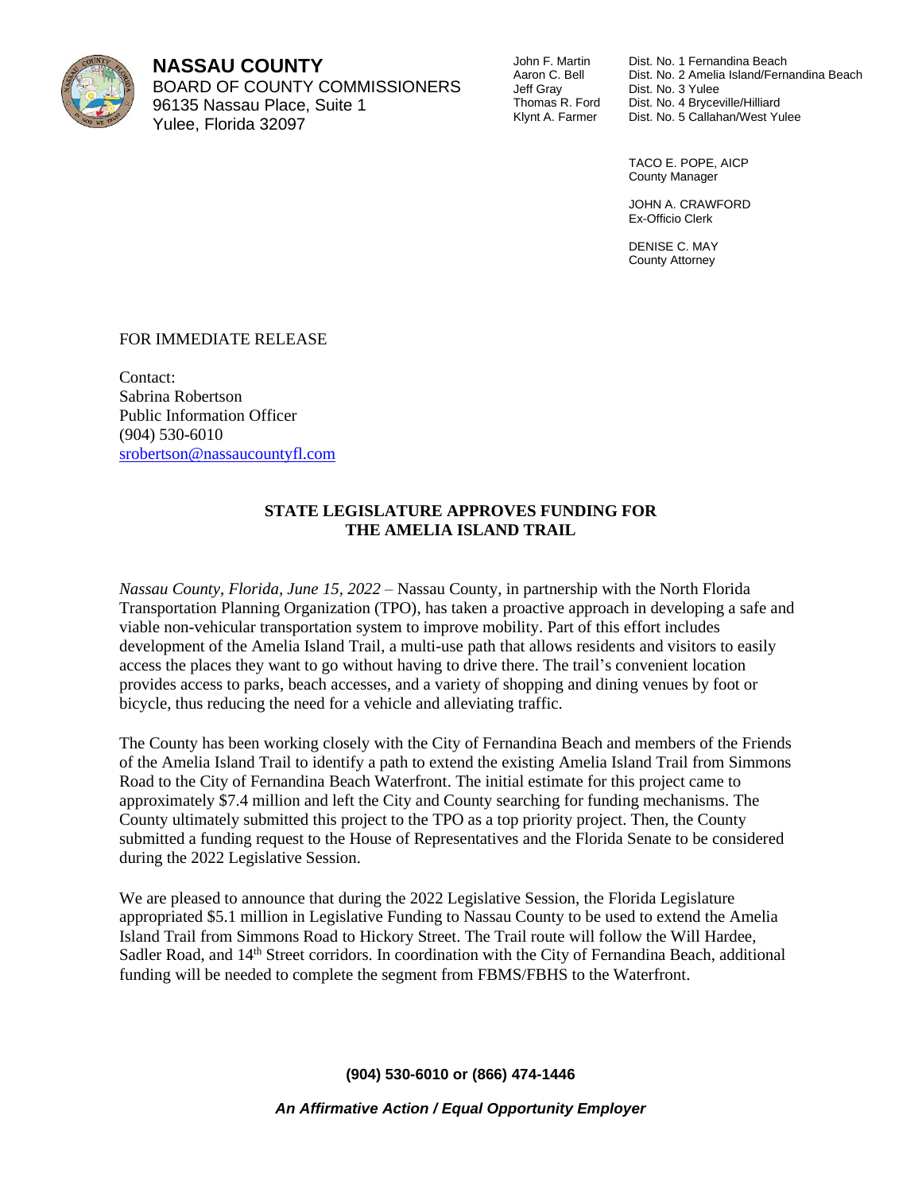**NASSAU COUNTY**
BOARD OF COUNTY COMMISSIONERS
96135 Nassau Place, Suite 1
Yulee, Florida 32097

John F. Martin — Dist. No. 1 Fernandina Beach
Aaron C. Bell — Dist. No. 2 Amelia Island/Fernandina Beach
Jeff Gray — Dist. No. 3 Yulee
Thomas R. Ford — Dist. No. 4 Bryceville/Hilliard
Klynt A. Farmer — Dist. No. 5 Callahan/West Yulee

TACO E. POPE, AICP
County Manager

JOHN A. CRAWFORD
Ex-Officio Clerk

DENISE C. MAY
County Attorney

FOR IMMEDIATE RELEASE

Contact:
Sabrina Robertson
Public Information Officer
(904) 530-6010
srobertson@nassaucountyfl.com

**STATE LEGISLATURE APPROVES FUNDING FOR THE AMELIA ISLAND TRAIL**

*Nassau County, Florida, June 15, 2022* – Nassau County, in partnership with the North Florida Transportation Planning Organization (TPO), has taken a proactive approach in developing a safe and viable non-vehicular transportation system to improve mobility. Part of this effort includes development of the Amelia Island Trail, a multi-use path that allows residents and visitors to easily access the places they want to go without having to drive there. The trail's convenient location provides access to parks, beach accesses, and a variety of shopping and dining venues by foot or bicycle, thus reducing the need for a vehicle and alleviating traffic.

The County has been working closely with the City of Fernandina Beach and members of the Friends of the Amelia Island Trail to identify a path to extend the existing Amelia Island Trail from Simmons Road to the City of Fernandina Beach Waterfront. The initial estimate for this project came to approximately $7.4 million and left the City and County searching for funding mechanisms. The County ultimately submitted this project to the TPO as a top priority project. Then, the County submitted a funding request to the House of Representatives and the Florida Senate to be considered during the 2022 Legislative Session.

We are pleased to announce that during the 2022 Legislative Session, the Florida Legislature appropriated $5.1 million in Legislative Funding to Nassau County to be used to extend the Amelia Island Trail from Simmons Road to Hickory Street. The Trail route will follow the Will Hardee, Sadler Road, and 14th Street corridors. In coordination with the City of Fernandina Beach, additional funding will be needed to complete the segment from FBMS/FBHS to the Waterfront.

**(904) 530-6010 or (866) 474-1446**

***An Affirmative Action / Equal Opportunity Employer***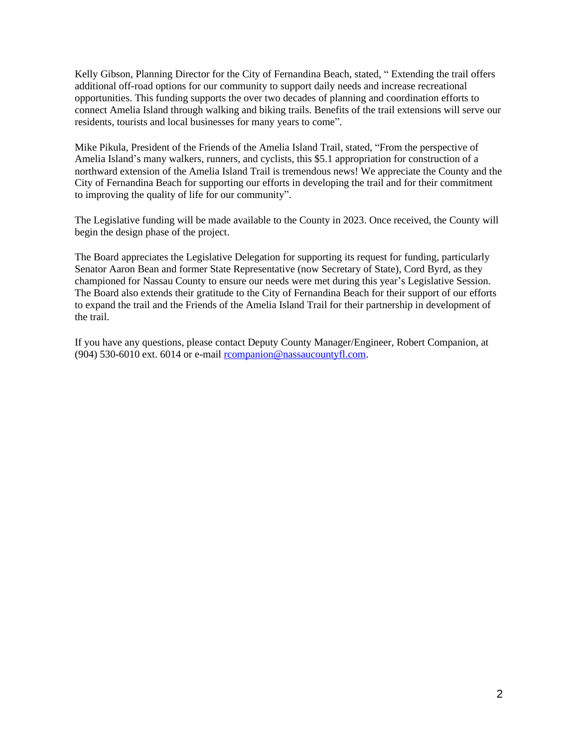Kelly Gibson, Planning Director for the City of Fernandina Beach, stated, " Extending the trail offers additional off-road options for our community to support daily needs and increase recreational opportunities. This funding supports the over two decades of planning and coordination efforts to connect Amelia Island through walking and biking trails. Benefits of the trail extensions will serve our residents, tourists and local businesses for many years to come".

Mike Pikula, President of the Friends of the Amelia Island Trail, stated, "From the perspective of Amelia Island's many walkers, runners, and cyclists, this $5.1 appropriation for construction of a northward extension of the Amelia Island Trail is tremendous news! We appreciate the County and the City of Fernandina Beach for supporting our efforts in developing the trail and for their commitment to improving the quality of life for our community".

The Legislative funding will be made available to the County in 2023. Once received, the County will begin the design phase of the project.

The Board appreciates the Legislative Delegation for supporting its request for funding, particularly Senator Aaron Bean and former State Representative (now Secretary of State), Cord Byrd, as they championed for Nassau County to ensure our needs were met during this year's Legislative Session. The Board also extends their gratitude to the City of Fernandina Beach for their support of our efforts to expand the trail and the Friends of the Amelia Island Trail for their partnership in development of the trail.

If you have any questions, please contact Deputy County Manager/Engineer, Robert Companion, at (904) 530-6010 ext. 6014 or e-mail rcompanion@nassaucountyfl.com.